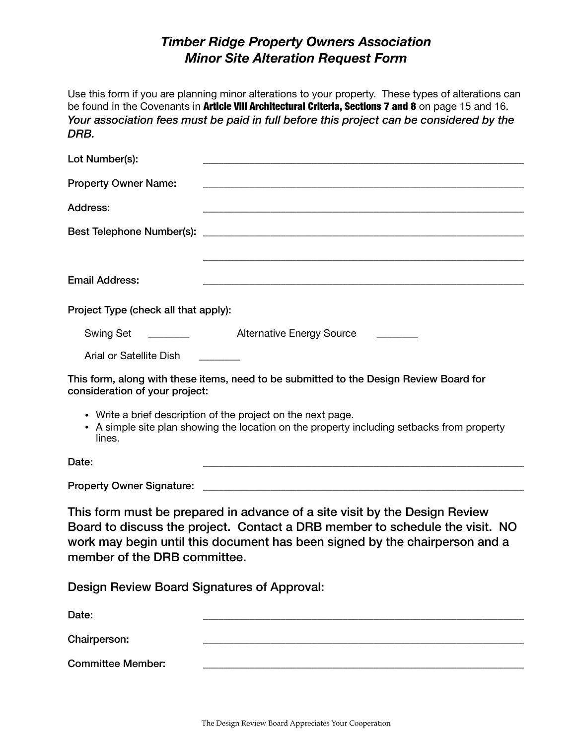# *Timber Ridge Property Owners Association*
# *Minor Site Alteration Request Form*

Use this form if you are planning minor alterations to your property. These types of alterations can be found in the Covenants in **Article VIII Architectural Criteria, Sections 7 and 8** on page 15 and 16. *Your association fees must be paid in full before this project can be considered by the DRB.*

Lot Number(s): ____________________________________________

Property Owner Name: ____________________________________________

Address: ____________________________________________

Best Telephone Number(s): ____________________________________________

____________________________________________

Email Address: ____________________________________________

Project Type (check all that apply):

Swing Set ________ Alternative Energy Source ________

Arial or Satellite Dish ________

This form, along with these items, need to be submitted to the Design Review Board for consideration of your project:

- Write a brief description of the project on the next page.
- A simple site plan showing the location on the property including setbacks from property lines.

Date: ____________________________________________

Property Owner Signature: ____________________________________________

This form must be prepared in advance of a site visit by the Design Review Board to discuss the project. Contact a DRB member to schedule the visit. NO work may begin until this document has been signed by the chairperson and a member of the DRB committee.

Design Review Board Signatures of Approval:

Date: ____________________________________________

Chairperson: ____________________________________________

Committee Member: ____________________________________________

The Design Review Board Appreciates Your Cooperation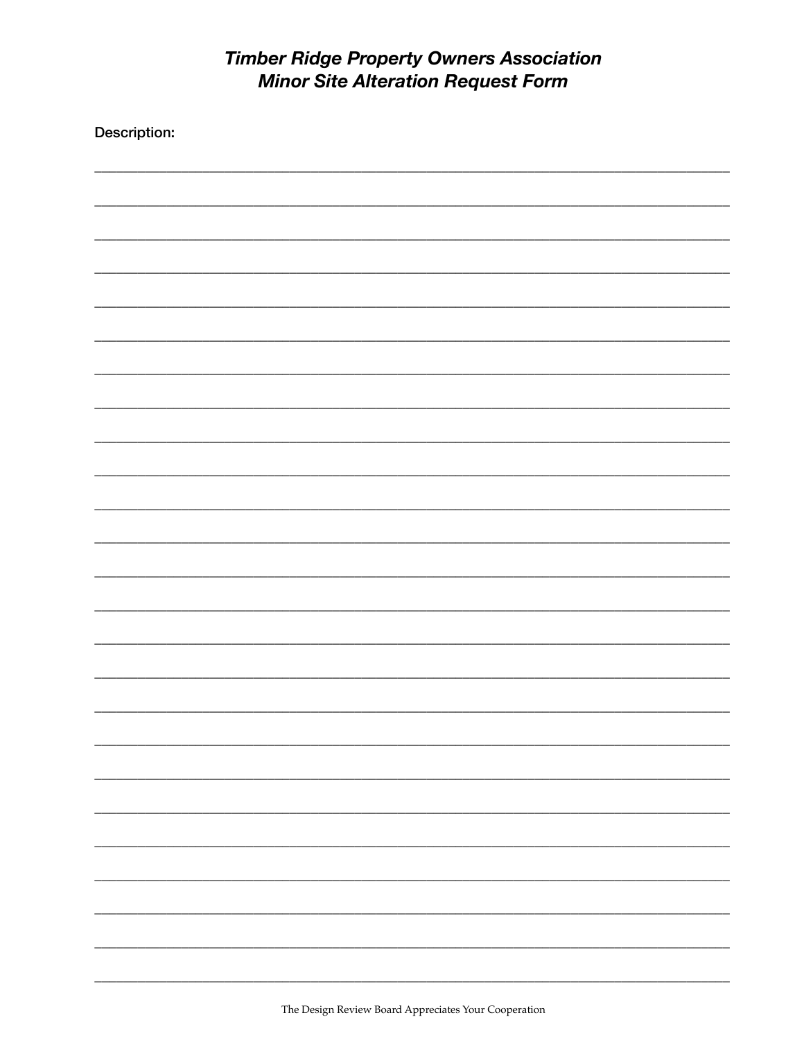# *Timber Ridge Property Owners Association*
# *Minor Site Alteration Request Form*

**Description:**

______________________________________________________________________________

______________________________________________________________________________

______________________________________________________________________________

______________________________________________________________________________

______________________________________________________________________________

______________________________________________________________________________

______________________________________________________________________________

______________________________________________________________________________

______________________________________________________________________________

______________________________________________________________________________

______________________________________________________________________________

______________________________________________________________________________

______________________________________________________________________________

______________________________________________________________________________

______________________________________________________________________________

______________________________________________________________________________

______________________________________________________________________________

______________________________________________________________________________

______________________________________________________________________________

______________________________________________________________________________

______________________________________________________________________________

______________________________________________________________________________

______________________________________________________________________________

______________________________________________________________________________

______________________________________________________________________________